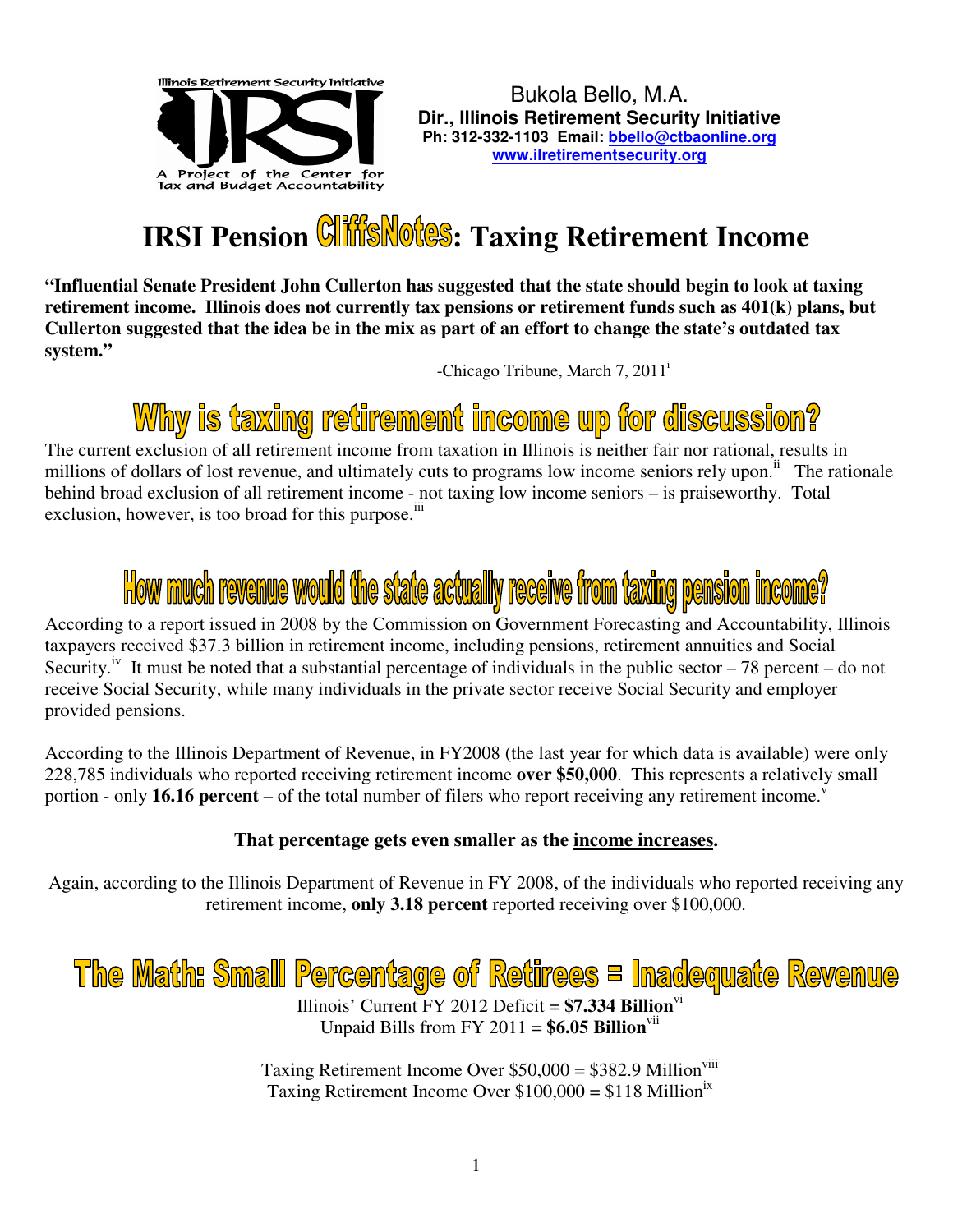Illinois Retirement Security Initiative

IRSI

A Project of the Center for Tax and Budget Accountability

Bukola Bello, M.A.
**Dir., Illinois Retirement Security Initiative**
**Ph: 312-332-1103 Email: bbello@ctbaonline.org**
**www.ilretirementsecurity.org**

# IRSI Pension CliffsNotes: Taxing Retirement Income

**"Influential Senate President John Cullerton has suggested that the state should begin to look at taxing retirement income. Illinois does not currently tax pensions or retirement funds such as 401(k) plans, but Cullerton suggested that the idea be in the mix as part of an effort to change the state's outdated tax system."**

-Chicago Tribune, March 7, 2011[i]

## Why is taxing retirement income up for discussion?

The current exclusion of all retirement income from taxation in Illinois is neither fair nor rational, results in millions of dollars of lost revenue, and ultimately cuts to programs low income seniors rely upon.[ii] The rationale behind broad exclusion of all retirement income - not taxing low income seniors – is praiseworthy. Total exclusion, however, is too broad for this purpose.[iii]

## How much revenue would the state actually receive from taxing pension income?

According to a report issued in 2008 by the Commission on Government Forecasting and Accountability, Illinois taxpayers received $37.3 billion in retirement income, including pensions, retirement annuities and Social Security.[iv] It must be noted that a substantial percentage of individuals in the public sector – 78 percent – do not receive Social Security, while many individuals in the private sector receive Social Security and employer provided pensions.

According to the Illinois Department of Revenue, in FY2008 (the last year for which data is available) were only 228,785 individuals who reported receiving retirement income **over $50,000**. This represents a relatively small portion - only **16.16 percent** – of the total number of filers who report receiving any retirement income.[v]

**That percentage gets even smaller as the <u>income increases</u>.**

Again, according to the Illinois Department of Revenue in FY 2008, of the individuals who reported receiving any retirement income, **only 3.18 percent** reported receiving over $100,000.

## The Math: Small Percentage of Retirees = Inadequate Revenue

Illinois' Current FY 2012 Deficit = **$7.334 Billion**[vi]
Unpaid Bills from FY 2011 = **$6.05 Billion**[vii]

Taxing Retirement Income Over $50,000 = $382.9 Million[viii]
Taxing Retirement Income Over $100,000 = $118 Million[ix]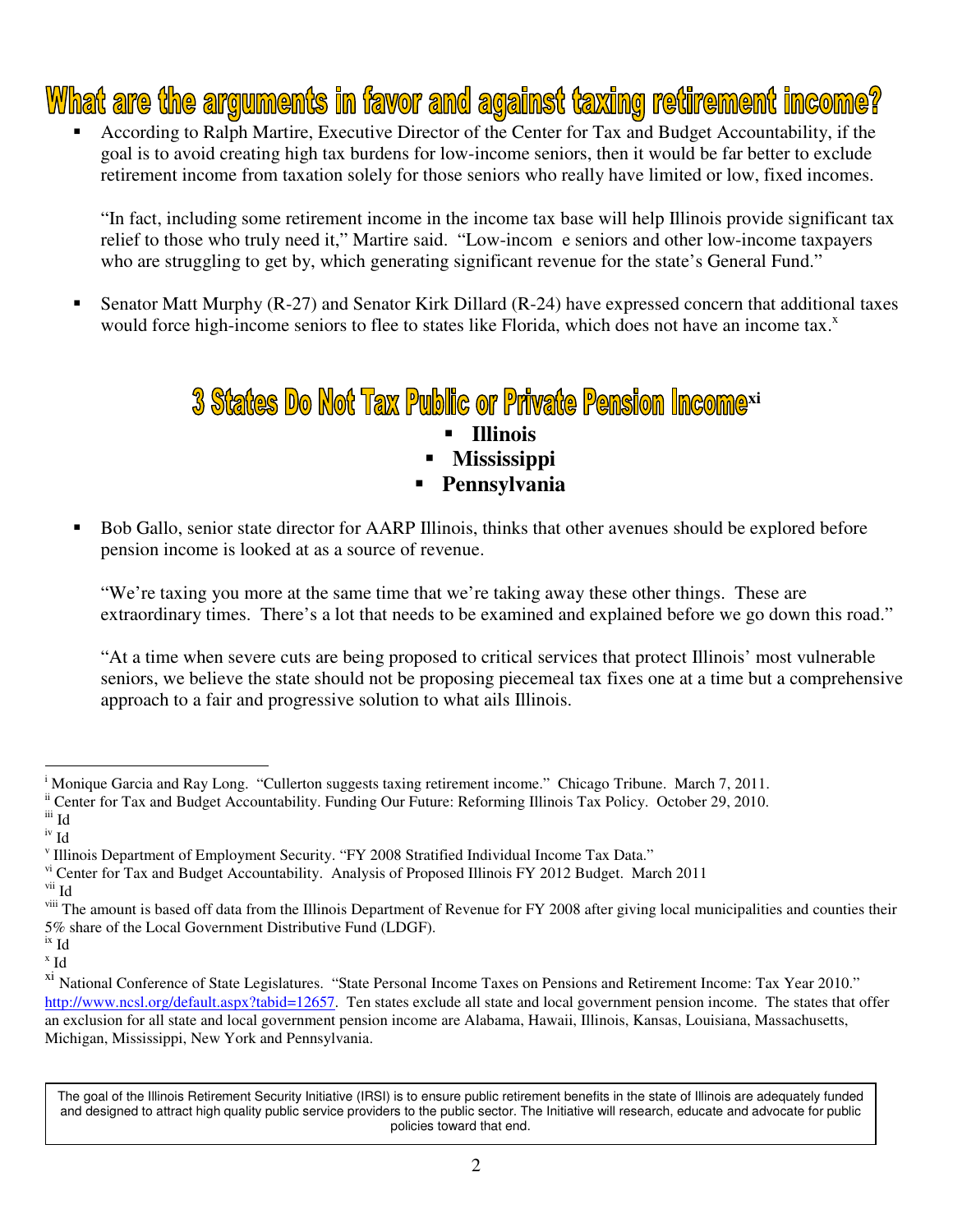# What are the arguments in favor and against taxing retirement income?

- According to Ralph Martire, Executive Director of the Center for Tax and Budget Accountability, if the goal is to avoid creating high tax burdens for low-income seniors, then it would be far better to exclude retirement income from taxation solely for those seniors who really have limited or low, fixed incomes.

  "In fact, including some retirement income in the income tax base will help Illinois provide significant tax relief to those who truly need it," Martire said. "Low-incom e seniors and other low-income taxpayers who are struggling to get by, which generating significant revenue for the state's General Fund."

- Senator Matt Murphy (R-27) and Senator Kirk Dillard (R-24) have expressed concern that additional taxes would force high-income seniors to flee to states like Florida, which does not have an income tax.[x]

## 3 States Do Not Tax Public or Private Pension Income[xi]

- **Illinois**
- **Mississippi**
- **Pennsylvania**

- Bob Gallo, senior state director for AARP Illinois, thinks that other avenues should be explored before pension income is looked at as a source of revenue.

  "We're taxing you more at the same time that we're taking away these other things. These are extraordinary times. There's a lot that needs to be examined and explained before we go down this road."

  "At a time when severe cuts are being proposed to critical services that protect Illinois' most vulnerable seniors, we believe the state should not be proposing piecemeal tax fixes one at a time but a comprehensive approach to a fair and progressive solution to what ails Illinois.

---

[i] Monique Garcia and Ray Long. "Cullerton suggests taxing retirement income." Chicago Tribune. March 7, 2011.
[ii] Center for Tax and Budget Accountability. Funding Our Future: Reforming Illinois Tax Policy. October 29, 2010.
[iii] Id
[iv] Id
[v] Illinois Department of Employment Security. "FY 2008 Stratified Individual Income Tax Data."
[vi] Center for Tax and Budget Accountability. Analysis of Proposed Illinois FY 2012 Budget. March 2011
[vii] Id
[viii] The amount is based off data from the Illinois Department of Revenue for FY 2008 after giving local municipalities and counties their 5% share of the Local Government Distributive Fund (LDGF).
[ix] Id
[x] Id
[xi] National Conference of State Legislatures. "State Personal Income Taxes on Pensions and Retirement Income: Tax Year 2010." http://www.ncsl.org/default.aspx?tabid=12657. Ten states exclude all state and local government pension income. The states that offer an exclusion for all state and local government pension income are Alabama, Hawaii, Illinois, Kansas, Louisiana, Massachusetts, Michigan, Mississippi, New York and Pennsylvania.

The goal of the Illinois Retirement Security Initiative (IRSI) is to ensure public retirement benefits in the state of Illinois are adequately funded and designed to attract high quality public service providers to the public sector. The Initiative will research, educate and advocate for public policies toward that end.